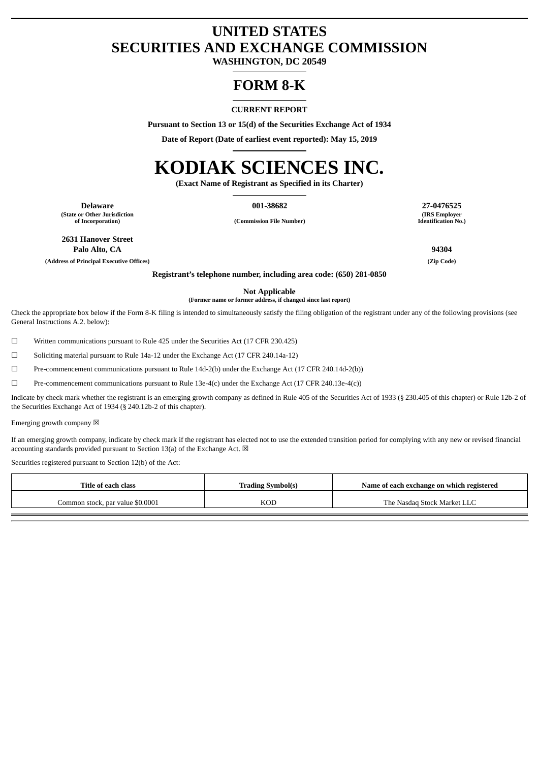# UNITED STATES
# SECURITIES AND EXCHANGE COMMISSION

**WASHINGTON, DC 20549**

# FORM 8-K

**CURRENT REPORT**

**Pursuant to Section 13 or 15(d) of the Securities Exchange Act of 1934**

**Date of Report (Date of earliest event reported): May 15, 2019**

# KODIAK SCIENCES INC.

**(Exact Name of Registrant as Specified in its Charter)**

| **Delaware** | **001-38682** | **27-0476525** |
|---|---|---|
| **(State or Other Jurisdiction of Incorporation)** | **(Commission File Number)** | **(IRS Employer Identification No.)** |

| **2631 Hanover Street Palo Alto, CA** | **94304** |
|---|---|
| **(Address of Principal Executive Offices)** | **(Zip Code)** |

**Registrant's telephone number, including area code: (650) 281-0850**

**Not Applicable**
**(Former name or former address, if changed since last report)**

Check the appropriate box below if the Form 8-K filing is intended to simultaneously satisfy the filing obligation of the registrant under any of the following provisions (see General Instructions A.2. below):

☐ Written communications pursuant to Rule 425 under the Securities Act (17 CFR 230.425)

☐ Soliciting material pursuant to Rule 14a-12 under the Exchange Act (17 CFR 240.14a-12)

☐ Pre-commencement communications pursuant to Rule 14d-2(b) under the Exchange Act (17 CFR 240.14d-2(b))

☐ Pre-commencement communications pursuant to Rule 13e-4(c) under the Exchange Act (17 CFR 240.13e-4(c))

Indicate by check mark whether the registrant is an emerging growth company as defined in Rule 405 of the Securities Act of 1933 (§ 230.405 of this chapter) or Rule 12b-2 of the Securities Exchange Act of 1934 (§ 240.12b-2 of this chapter).

Emerging growth company ☒

If an emerging growth company, indicate by check mark if the registrant has elected not to use the extended transition period for complying with any new or revised financial accounting standards provided pursuant to Section 13(a) of the Exchange Act. ☒

Securities registered pursuant to Section 12(b) of the Act:

| Title of each class | Trading Symbol(s) | Name of each exchange on which registered |
|---|---|---|
| Common stock, par value $0.0001 | KOD | The Nasdaq Stock Market LLC |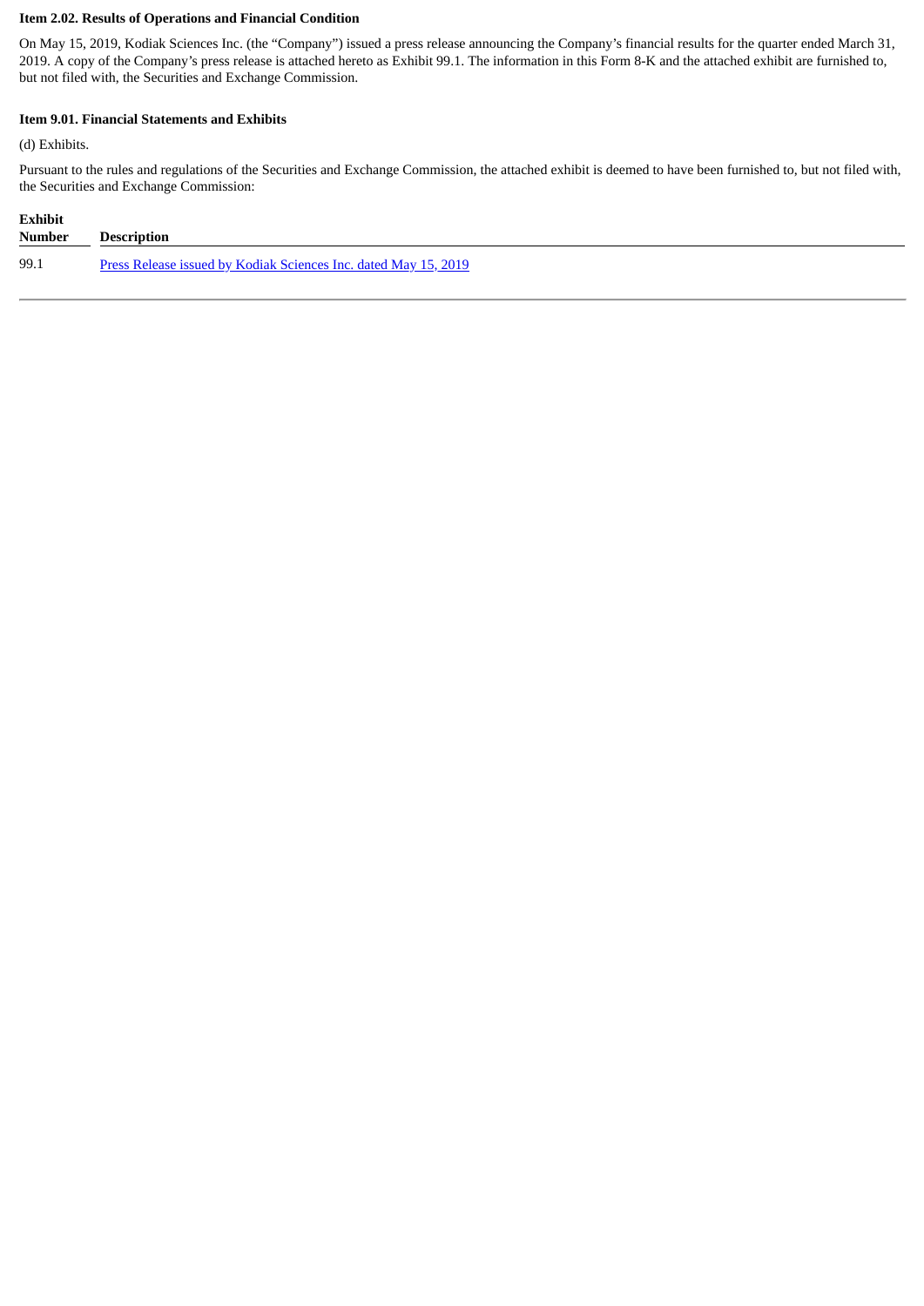**Item 2.02. Results of Operations and Financial Condition**

On May 15, 2019, Kodiak Sciences Inc. (the "Company") issued a press release announcing the Company's financial results for the quarter ended March 31, 2019. A copy of the Company's press release is attached hereto as Exhibit 99.1. The information in this Form 8-K and the attached exhibit are furnished to, but not filed with, the Securities and Exchange Commission.

**Item 9.01. Financial Statements and Exhibits**

(d) Exhibits.

Pursuant to the rules and regulations of the Securities and Exchange Commission, the attached exhibit is deemed to have been furnished to, but not filed with, the Securities and Exchange Commission:

| Exhibit Number | Description |
|---|---|
| 99.1 | Press Release issued by Kodiak Sciences Inc. dated May 15, 2019 |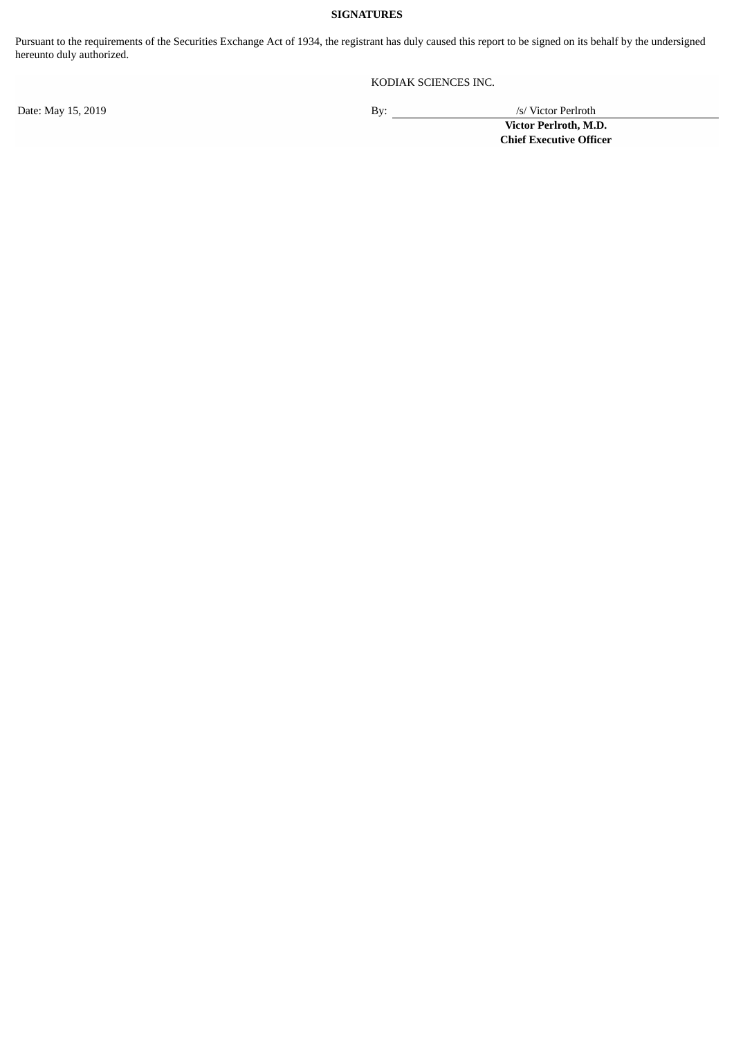**SIGNATURES**

Pursuant to the requirements of the Securities Exchange Act of 1934, the registrant has duly caused this report to be signed on its behalf by the undersigned hereunto duly authorized.

KODIAK SCIENCES INC.

Date: May 15, 2019

By: /s/ Victor Perlroth

**Victor Perlroth, M.D.**
**Chief Executive Officer**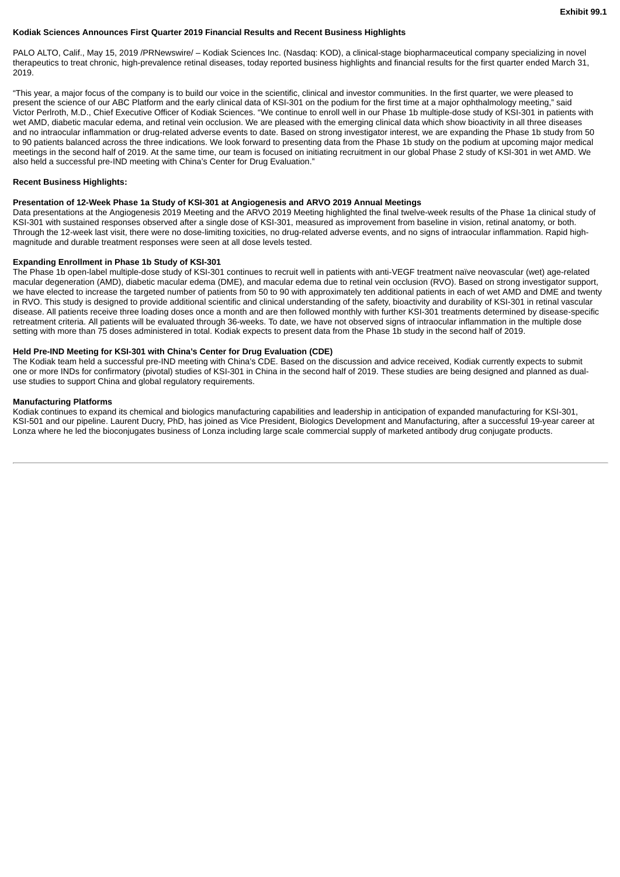**Exhibit 99.1**

**Kodiak Sciences Announces First Quarter 2019 Financial Results and Recent Business Highlights**

PALO ALTO, Calif., May 15, 2019 /PRNewswire/ – Kodiak Sciences Inc. (Nasdaq: KOD), a clinical-stage biopharmaceutical company specializing in novel therapeutics to treat chronic, high-prevalence retinal diseases, today reported business highlights and financial results for the first quarter ended March 31, 2019.

"This year, a major focus of the company is to build our voice in the scientific, clinical and investor communities. In the first quarter, we were pleased to present the science of our ABC Platform and the early clinical data of KSI-301 on the podium for the first time at a major ophthalmology meeting," said Victor Perlroth, M.D., Chief Executive Officer of Kodiak Sciences. "We continue to enroll well in our Phase 1b multiple-dose study of KSI-301 in patients with wet AMD, diabetic macular edema, and retinal vein occlusion. We are pleased with the emerging clinical data which show bioactivity in all three diseases and no intraocular inflammation or drug-related adverse events to date. Based on strong investigator interest, we are expanding the Phase 1b study from 50 to 90 patients balanced across the three indications. We look forward to presenting data from the Phase 1b study on the podium at upcoming major medical meetings in the second half of 2019. At the same time, our team is focused on initiating recruitment in our global Phase 2 study of KSI-301 in wet AMD. We also held a successful pre-IND meeting with China's Center for Drug Evaluation."

**Recent Business Highlights:**

**Presentation of 12-Week Phase 1a Study of KSI-301 at Angiogenesis and ARVO 2019 Annual Meetings**

Data presentations at the Angiogenesis 2019 Meeting and the ARVO 2019 Meeting highlighted the final twelve-week results of the Phase 1a clinical study of KSI-301 with sustained responses observed after a single dose of KSI-301, measured as improvement from baseline in vision, retinal anatomy, or both. Through the 12-week last visit, there were no dose-limiting toxicities, no drug-related adverse events, and no signs of intraocular inflammation. Rapid high-magnitude and durable treatment responses were seen at all dose levels tested.

**Expanding Enrollment in Phase 1b Study of KSI-301**

The Phase 1b open-label multiple-dose study of KSI-301 continues to recruit well in patients with anti-VEGF treatment naïve neovascular (wet) age-related macular degeneration (AMD), diabetic macular edema (DME), and macular edema due to retinal vein occlusion (RVO). Based on strong investigator support, we have elected to increase the targeted number of patients from 50 to 90 with approximately ten additional patients in each of wet AMD and DME and twenty in RVO. This study is designed to provide additional scientific and clinical understanding of the safety, bioactivity and durability of KSI-301 in retinal vascular disease. All patients receive three loading doses once a month and are then followed monthly with further KSI-301 treatments determined by disease-specific retreatment criteria. All patients will be evaluated through 36-weeks. To date, we have not observed signs of intraocular inflammation in the multiple dose setting with more than 75 doses administered in total. Kodiak expects to present data from the Phase 1b study in the second half of 2019.

**Held Pre-IND Meeting for KSI-301 with China's Center for Drug Evaluation (CDE)**

The Kodiak team held a successful pre-IND meeting with China's CDE. Based on the discussion and advice received, Kodiak currently expects to submit one or more INDs for confirmatory (pivotal) studies of KSI-301 in China in the second half of 2019. These studies are being designed and planned as dual-use studies to support China and global regulatory requirements.

**Manufacturing Platforms**

Kodiak continues to expand its chemical and biologics manufacturing capabilities and leadership in anticipation of expanded manufacturing for KSI-301, KSI-501 and our pipeline. Laurent Ducry, PhD, has joined as Vice President, Biologics Development and Manufacturing, after a successful 19-year career at Lonza where he led the bioconjugates business of Lonza including large scale commercial supply of marketed antibody drug conjugate products.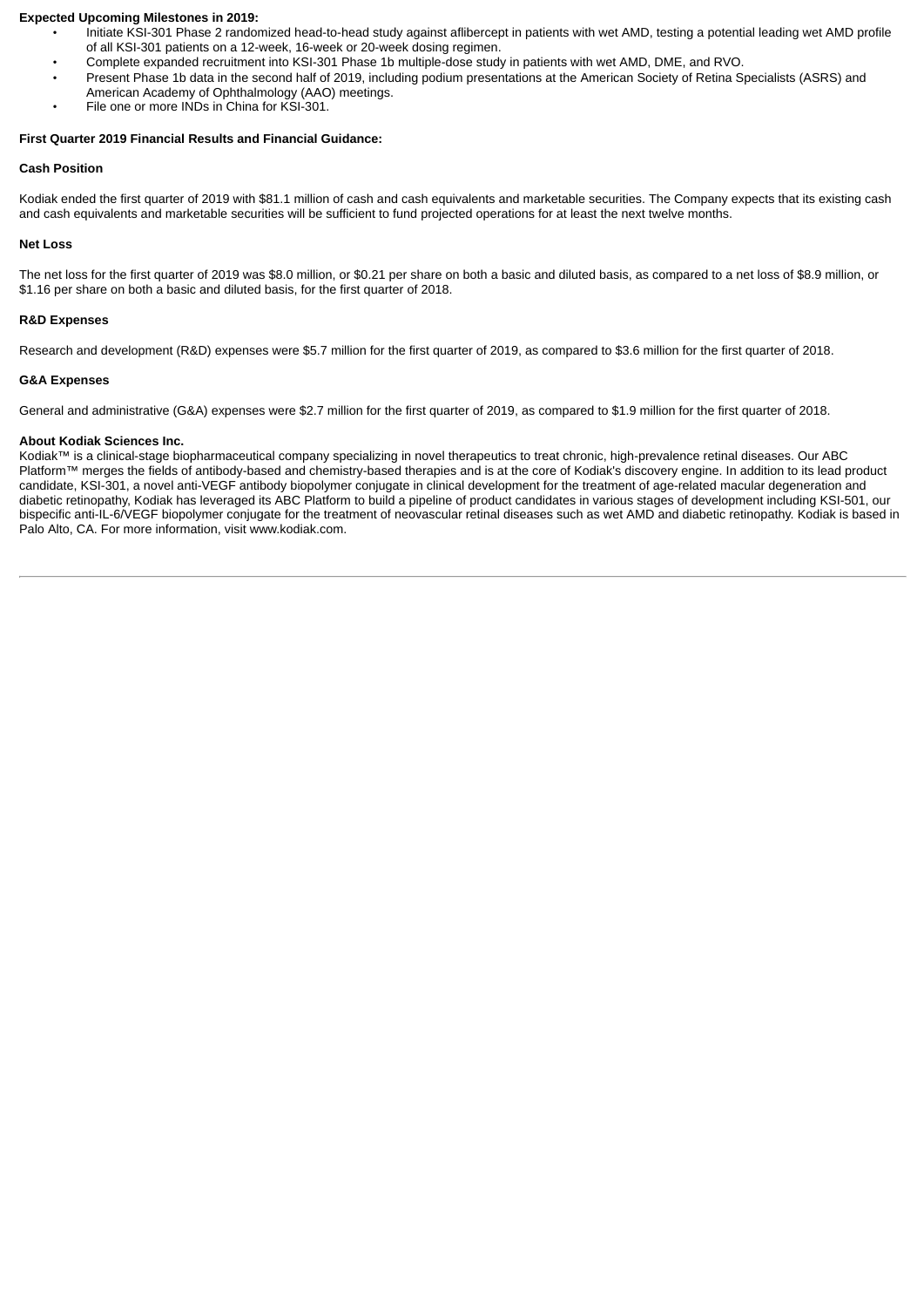**Expected Upcoming Milestones in 2019:**

- Initiate KSI-301 Phase 2 randomized head-to-head study against aflibercept in patients with wet AMD, testing a potential leading wet AMD profile of all KSI-301 patients on a 12-week, 16-week or 20-week dosing regimen.
- Complete expanded recruitment into KSI-301 Phase 1b multiple-dose study in patients with wet AMD, DME, and RVO.
- Present Phase 1b data in the second half of 2019, including podium presentations at the American Society of Retina Specialists (ASRS) and American Academy of Ophthalmology (AAO) meetings.
- File one or more INDs in China for KSI-301.

**First Quarter 2019 Financial Results and Financial Guidance:**

**Cash Position**

Kodiak ended the first quarter of 2019 with $81.1 million of cash and cash equivalents and marketable securities. The Company expects that its existing cash and cash equivalents and marketable securities will be sufficient to fund projected operations for at least the next twelve months.

**Net Loss**

The net loss for the first quarter of 2019 was $8.0 million, or $0.21 per share on both a basic and diluted basis, as compared to a net loss of $8.9 million, or $1.16 per share on both a basic and diluted basis, for the first quarter of 2018.

**R&D Expenses**

Research and development (R&D) expenses were $5.7 million for the first quarter of 2019, as compared to $3.6 million for the first quarter of 2018.

**G&A Expenses**

General and administrative (G&A) expenses were $2.7 million for the first quarter of 2019, as compared to $1.9 million for the first quarter of 2018.

**About Kodiak Sciences Inc.**

Kodiak™ is a clinical-stage biopharmaceutical company specializing in novel therapeutics to treat chronic, high-prevalence retinal diseases. Our ABC Platform™ merges the fields of antibody-based and chemistry-based therapies and is at the core of Kodiak's discovery engine. In addition to its lead product candidate, KSI-301, a novel anti-VEGF antibody biopolymer conjugate in clinical development for the treatment of age-related macular degeneration and diabetic retinopathy, Kodiak has leveraged its ABC Platform to build a pipeline of product candidates in various stages of development including KSI-501, our bispecific anti-IL-6/VEGF biopolymer conjugate for the treatment of neovascular retinal diseases such as wet AMD and diabetic retinopathy. Kodiak is based in Palo Alto, CA. For more information, visit www.kodiak.com.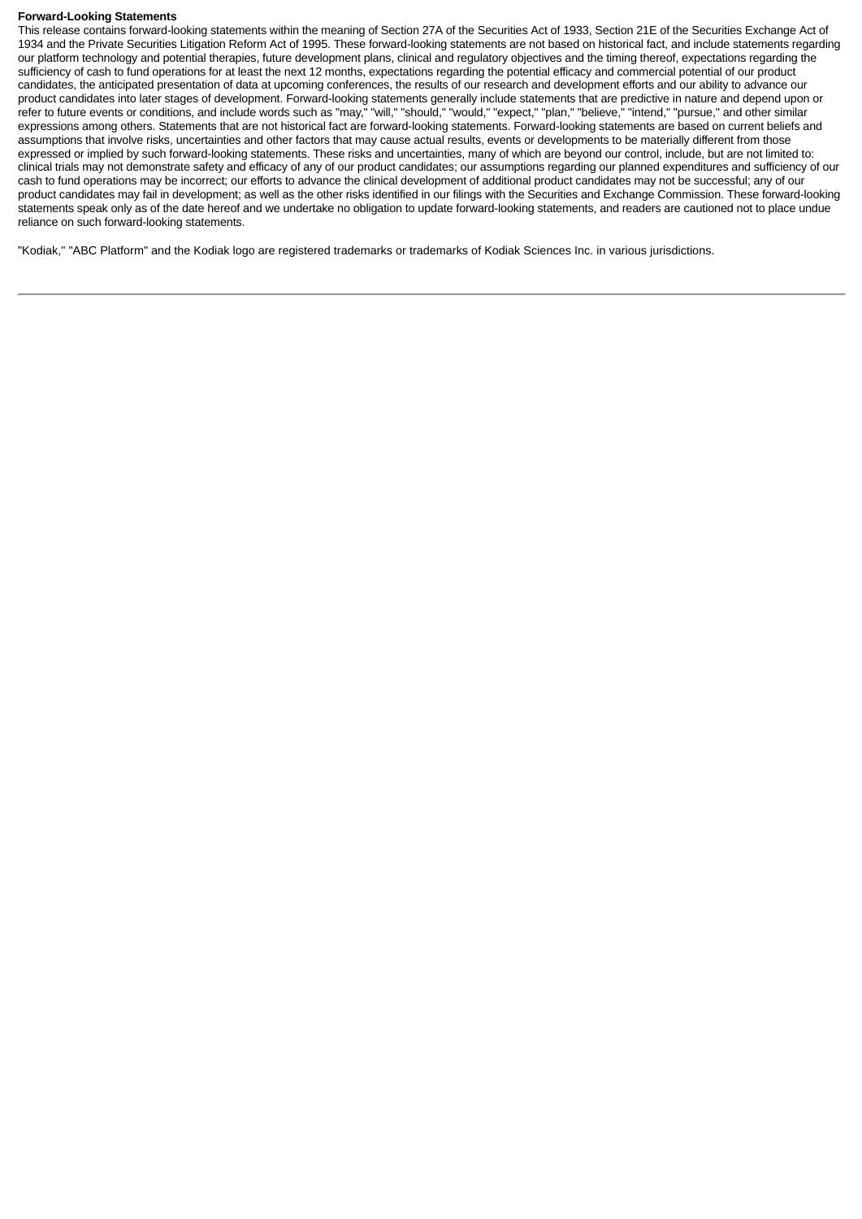**Forward-Looking Statements**

This release contains forward-looking statements within the meaning of Section 27A of the Securities Act of 1933, Section 21E of the Securities Exchange Act of 1934 and the Private Securities Litigation Reform Act of 1995. These forward-looking statements are not based on historical fact, and include statements regarding our platform technology and potential therapies, future development plans, clinical and regulatory objectives and the timing thereof, expectations regarding the sufficiency of cash to fund operations for at least the next 12 months, expectations regarding the potential efficacy and commercial potential of our product candidates, the anticipated presentation of data at upcoming conferences, the results of our research and development efforts and our ability to advance our product candidates into later stages of development. Forward-looking statements generally include statements that are predictive in nature and depend upon or refer to future events or conditions, and include words such as "may," "will," "should," "would," "expect," "plan," "believe," "intend," "pursue," and other similar expressions among others. Statements that are not historical fact are forward-looking statements. Forward-looking statements are based on current beliefs and assumptions that involve risks, uncertainties and other factors that may cause actual results, events or developments to be materially different from those expressed or implied by such forward-looking statements. These risks and uncertainties, many of which are beyond our control, include, but are not limited to: clinical trials may not demonstrate safety and efficacy of any of our product candidates; our assumptions regarding our planned expenditures and sufficiency of our cash to fund operations may be incorrect; our efforts to advance the clinical development of additional product candidates may not be successful; any of our product candidates may fail in development; as well as the other risks identified in our filings with the Securities and Exchange Commission. These forward-looking statements speak only as of the date hereof and we undertake no obligation to update forward-looking statements, and readers are cautioned not to place undue reliance on such forward-looking statements.

"Kodiak," "ABC Platform" and the Kodiak logo are registered trademarks or trademarks of Kodiak Sciences Inc. in various jurisdictions.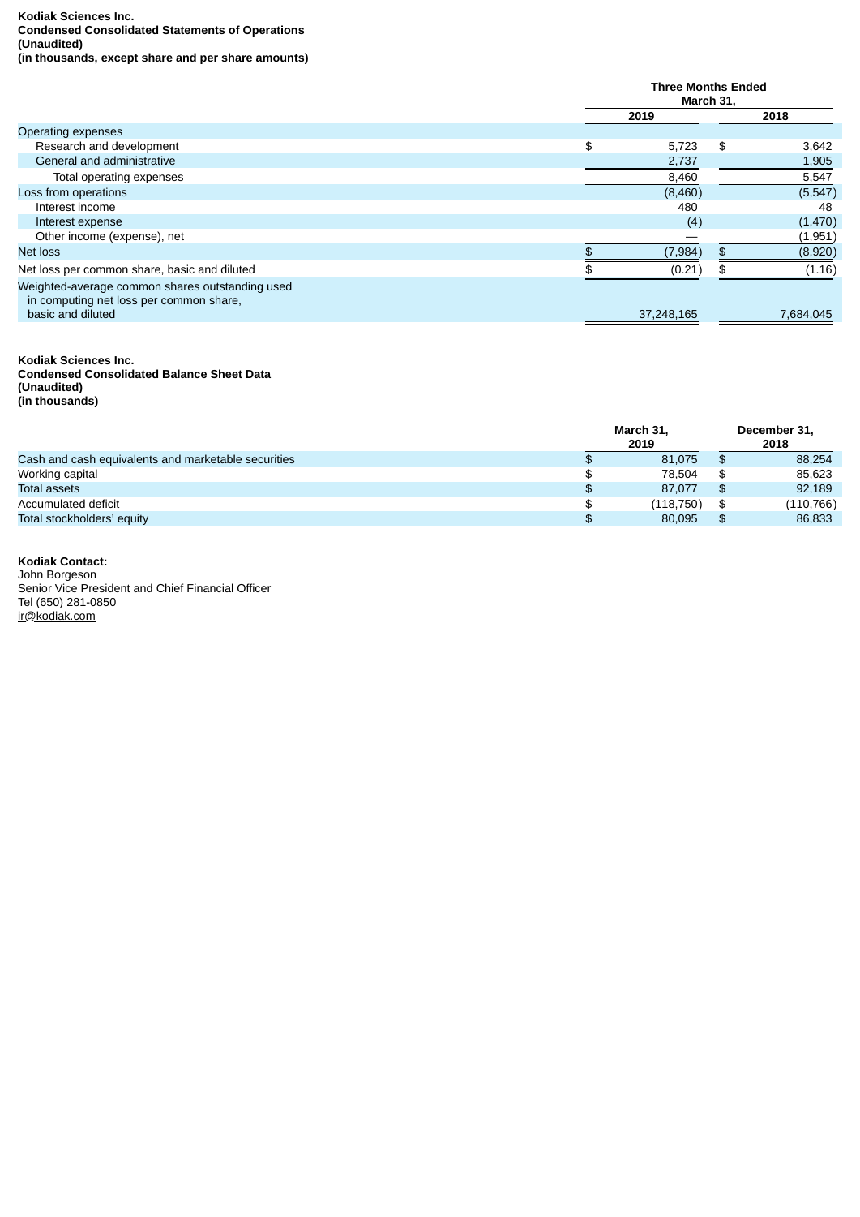**Kodiak Sciences Inc.**
**Condensed Consolidated Statements of Operations**
**(Unaudited)**
**(in thousands, except share and per share amounts)**

| | Three Months Ended March 31, | |
|---|---|---|
| | 2019 | 2018 |
| Operating expenses | | |
| Research and development | $ 5,723 | $ 3,642 |
| General and administrative | 2,737 | 1,905 |
| Total operating expenses | 8,460 | 5,547 |
| Loss from operations | (8,460) | (5,547) |
| Interest income | 480 | 48 |
| Interest expense | (4) | (1,470) |
| Other income (expense), net | — | (1,951) |
| Net loss | $ (7,984) | $ (8,920) |
| Net loss per common share, basic and diluted | $ (0.21) | $ (1.16) |
| Weighted-average common shares outstanding used in computing net loss per common share, basic and diluted | 37,248,165 | 7,684,045 |

**Kodiak Sciences Inc.**
**Condensed Consolidated Balance Sheet Data**
**(Unaudited)**
**(in thousands)**

| | March 31, 2019 | December 31, 2018 |
|---|---|---|
| Cash and cash equivalents and marketable securities | $ 81,075 | $ 88,254 |
| Working capital | $ 78,504 | $ 85,623 |
| Total assets | $ 87,077 | $ 92,189 |
| Accumulated deficit | $ (118,750) | $ (110,766) |
| Total stockholders' equity | $ 80,095 | $ 86,833 |

**Kodiak Contact:**
John Borgeson
Senior Vice President and Chief Financial Officer
Tel (650) 281-0850
ir@kodiak.com